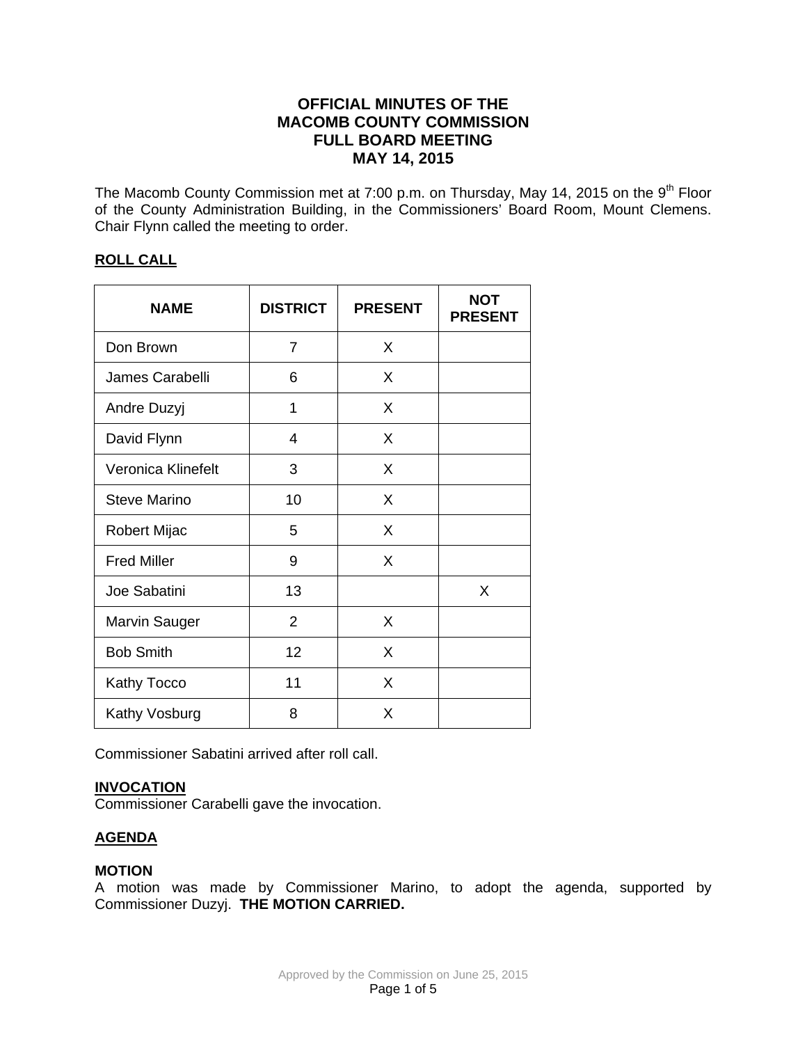# OFFICIAL MINUTES OF THE MACOMB COUNTY COMMISSION FULL BOARD MEETING MAY 14, 2015

The Macomb County Commission met at 7:00 p.m. on Thursday, May 14, 2015 on the 9th Floor of the County Administration Building, in the Commissioners' Board Room, Mount Clemens. Chair Flynn called the meeting to order.

## ROLL CALL

| NAME | DISTRICT | PRESENT | NOT PRESENT |
|---|---|---|---|
| Don Brown | 7 | X | |
| James Carabelli | 6 | X | |
| Andre Duzyj | 1 | X | |
| David Flynn | 4 | X | |
| Veronica Klinefelt | 3 | X | |
| Steve Marino | 10 | X | |
| Robert Mijac | 5 | X | |
| Fred Miller | 9 | X | |
| Joe Sabatini | 13 | | X |
| Marvin Sauger | 2 | X | |
| Bob Smith | 12 | X | |
| Kathy Tocco | 11 | X | |
| Kathy Vosburg | 8 | X | |

Commissioner Sabatini arrived after roll call.

## INVOCATION

Commissioner Carabelli gave the invocation.

## AGENDA

**MOTION**

A motion was made by Commissioner Marino, to adopt the agenda, supported by Commissioner Duzyj. **THE MOTION CARRIED.**

Approved by the Commission on June 25, 2015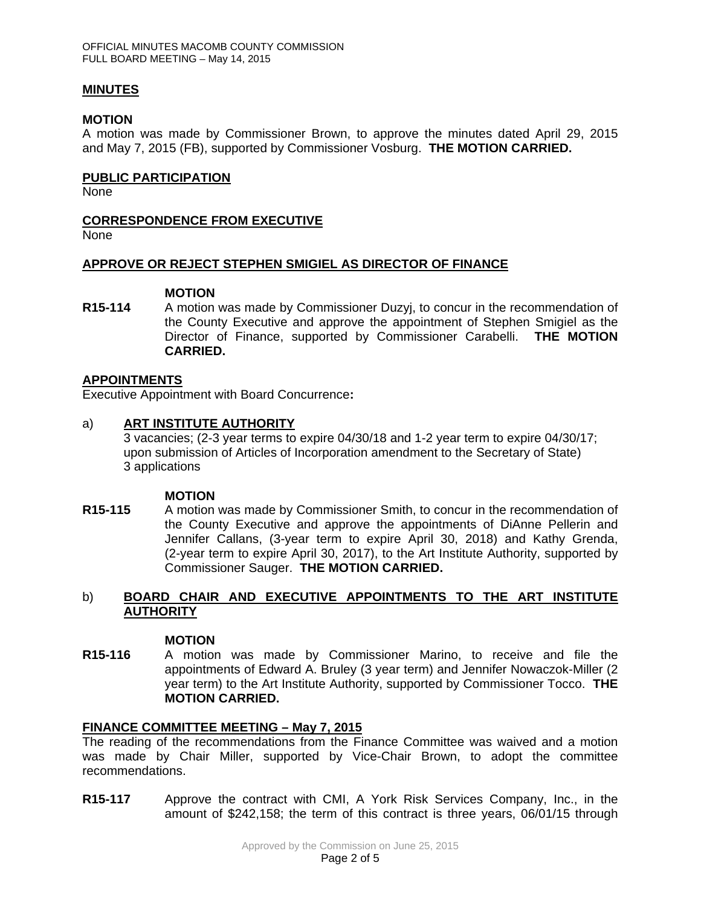## MINUTES

### MOTION

A motion was made by Commissioner Brown, to approve the minutes dated April 29, 2015 and May 7, 2015 (FB), supported by Commissioner Vosburg. **THE MOTION CARRIED.**

## PUBLIC PARTICIPATION

None

## CORRESPONDENCE FROM EXECUTIVE

None

## APPROVE OR REJECT STEPHEN SMIGIEL AS DIRECTOR OF FINANCE

### MOTION

**R15-114** A motion was made by Commissioner Duzyj, to concur in the recommendation of the County Executive and approve the appointment of Stephen Smigiel as the Director of Finance, supported by Commissioner Carabelli. **THE MOTION CARRIED.**

## APPOINTMENTS

Executive Appointment with Board Concurrence**:**

a) **ART INSTITUTE AUTHORITY**
3 vacancies; (2-3 year terms to expire 04/30/18 and 1-2 year term to expire 04/30/17; upon submission of Articles of Incorporation amendment to the Secretary of State)
3 applications

### MOTION

**R15-115** A motion was made by Commissioner Smith, to concur in the recommendation of the County Executive and approve the appointments of DiAnne Pellerin and Jennifer Callans, (3-year term to expire April 30, 2018) and Kathy Grenda, (2-year term to expire April 30, 2017), to the Art Institute Authority, supported by Commissioner Sauger. **THE MOTION CARRIED.**

b) **BOARD CHAIR AND EXECUTIVE APPOINTMENTS TO THE ART INSTITUTE AUTHORITY**

### MOTION

**R15-116** A motion was made by Commissioner Marino, to receive and file the appointments of Edward A. Bruley (3 year term) and Jennifer Nowaczok-Miller (2 year term) to the Art Institute Authority, supported by Commissioner Tocco. **THE MOTION CARRIED.**

## FINANCE COMMITTEE MEETING – May 7, 2015

The reading of the recommendations from the Finance Committee was waived and a motion was made by Chair Miller, supported by Vice-Chair Brown, to adopt the committee recommendations.

**R15-117** Approve the contract with CMI, A York Risk Services Company, Inc., in the amount of $242,158; the term of this contract is three years, 06/01/15 through

Approved by the Commission on June 25, 2015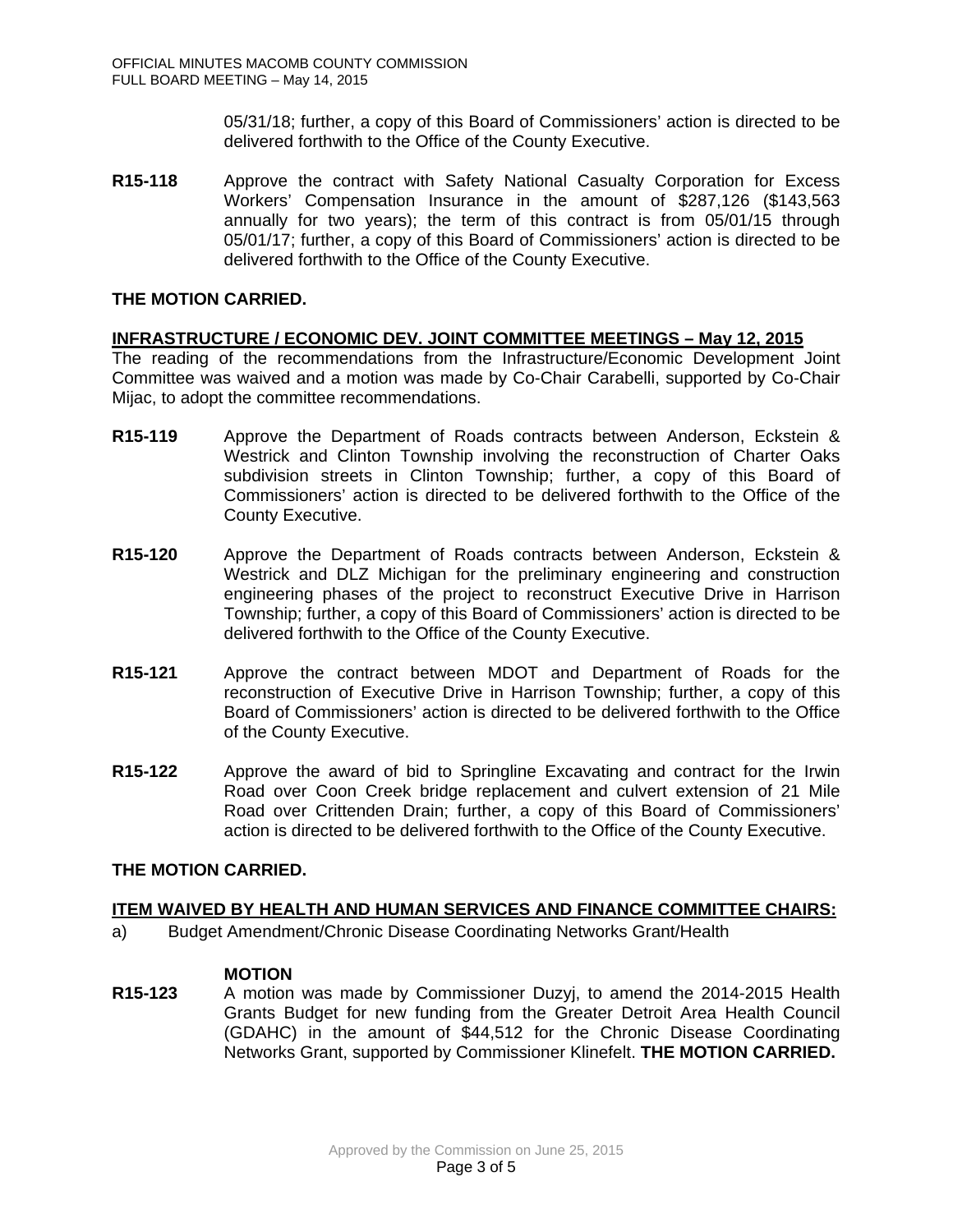05/31/18; further, a copy of this Board of Commissioners' action is directed to be delivered forthwith to the Office of the County Executive.

**R15-118** Approve the contract with Safety National Casualty Corporation for Excess Workers' Compensation Insurance in the amount of $287,126 ($143,563 annually for two years); the term of this contract is from 05/01/15 through 05/01/17; further, a copy of this Board of Commissioners' action is directed to be delivered forthwith to the Office of the County Executive.

**THE MOTION CARRIED.**

**INFRASTRUCTURE / ECONOMIC DEV. JOINT COMMITTEE MEETINGS – May 12, 2015**

The reading of the recommendations from the Infrastructure/Economic Development Joint Committee was waived and a motion was made by Co-Chair Carabelli, supported by Co-Chair Mijac, to adopt the committee recommendations.

**R15-119** Approve the Department of Roads contracts between Anderson, Eckstein & Westrick and Clinton Township involving the reconstruction of Charter Oaks subdivision streets in Clinton Township; further, a copy of this Board of Commissioners' action is directed to be delivered forthwith to the Office of the County Executive.

**R15-120** Approve the Department of Roads contracts between Anderson, Eckstein & Westrick and DLZ Michigan for the preliminary engineering and construction engineering phases of the project to reconstruct Executive Drive in Harrison Township; further, a copy of this Board of Commissioners' action is directed to be delivered forthwith to the Office of the County Executive.

**R15-121** Approve the contract between MDOT and Department of Roads for the reconstruction of Executive Drive in Harrison Township; further, a copy of this Board of Commissioners' action is directed to be delivered forthwith to the Office of the County Executive.

**R15-122** Approve the award of bid to Springline Excavating and contract for the Irwin Road over Coon Creek bridge replacement and culvert extension of 21 Mile Road over Crittenden Drain; further, a copy of this Board of Commissioners' action is directed to be delivered forthwith to the Office of the County Executive.

**THE MOTION CARRIED.**

**ITEM WAIVED BY HEALTH AND HUMAN SERVICES AND FINANCE COMMITTEE CHAIRS:**

a) Budget Amendment/Chronic Disease Coordinating Networks Grant/Health

**MOTION**

**R15-123** A motion was made by Commissioner Duzyj, to amend the 2014-2015 Health Grants Budget for new funding from the Greater Detroit Area Health Council (GDAHC) in the amount of $44,512 for the Chronic Disease Coordinating Networks Grant, supported by Commissioner Klinefelt. **THE MOTION CARRIED.**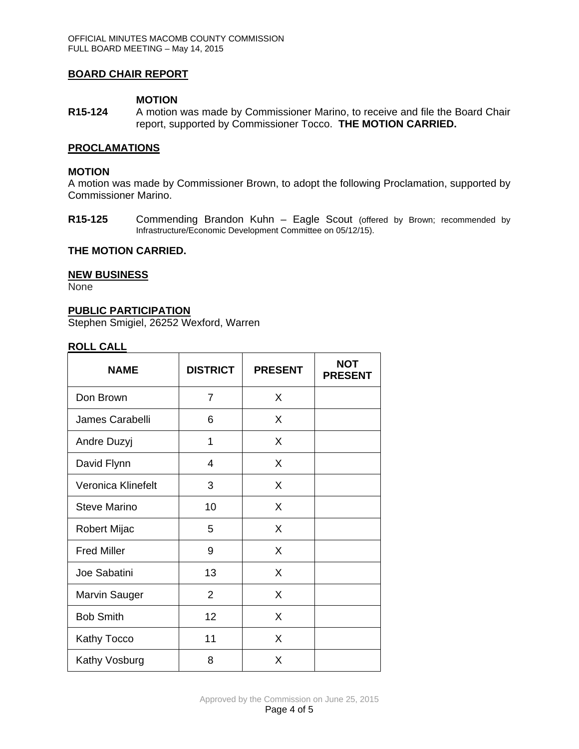## BOARD CHAIR REPORT

**MOTION**

**R15-124** A motion was made by Commissioner Marino, to receive and file the Board Chair report, supported by Commissioner Tocco. **THE MOTION CARRIED.**

## PROCLAMATIONS

**MOTION**

A motion was made by Commissioner Brown, to adopt the following Proclamation, supported by Commissioner Marino.

**R15-125** Commending Brandon Kuhn – Eagle Scout (offered by Brown; recommended by Infrastructure/Economic Development Committee on 05/12/15).

**THE MOTION CARRIED.**

## NEW BUSINESS

None

## PUBLIC PARTICIPATION

Stephen Smigiel, 26252 Wexford, Warren

## ROLL CALL

| NAME | DISTRICT | PRESENT | NOT PRESENT |
|---|---|---|---|
| Don Brown | 7 | X | |
| James Carabelli | 6 | X | |
| Andre Duzyj | 1 | X | |
| David Flynn | 4 | X | |
| Veronica Klinefelt | 3 | X | |
| Steve Marino | 10 | X | |
| Robert Mijac | 5 | X | |
| Fred Miller | 9 | X | |
| Joe Sabatini | 13 | X | |
| Marvin Sauger | 2 | X | |
| Bob Smith | 12 | X | |
| Kathy Tocco | 11 | X | |
| Kathy Vosburg | 8 | X | |

Approved by the Commission on June 25, 2015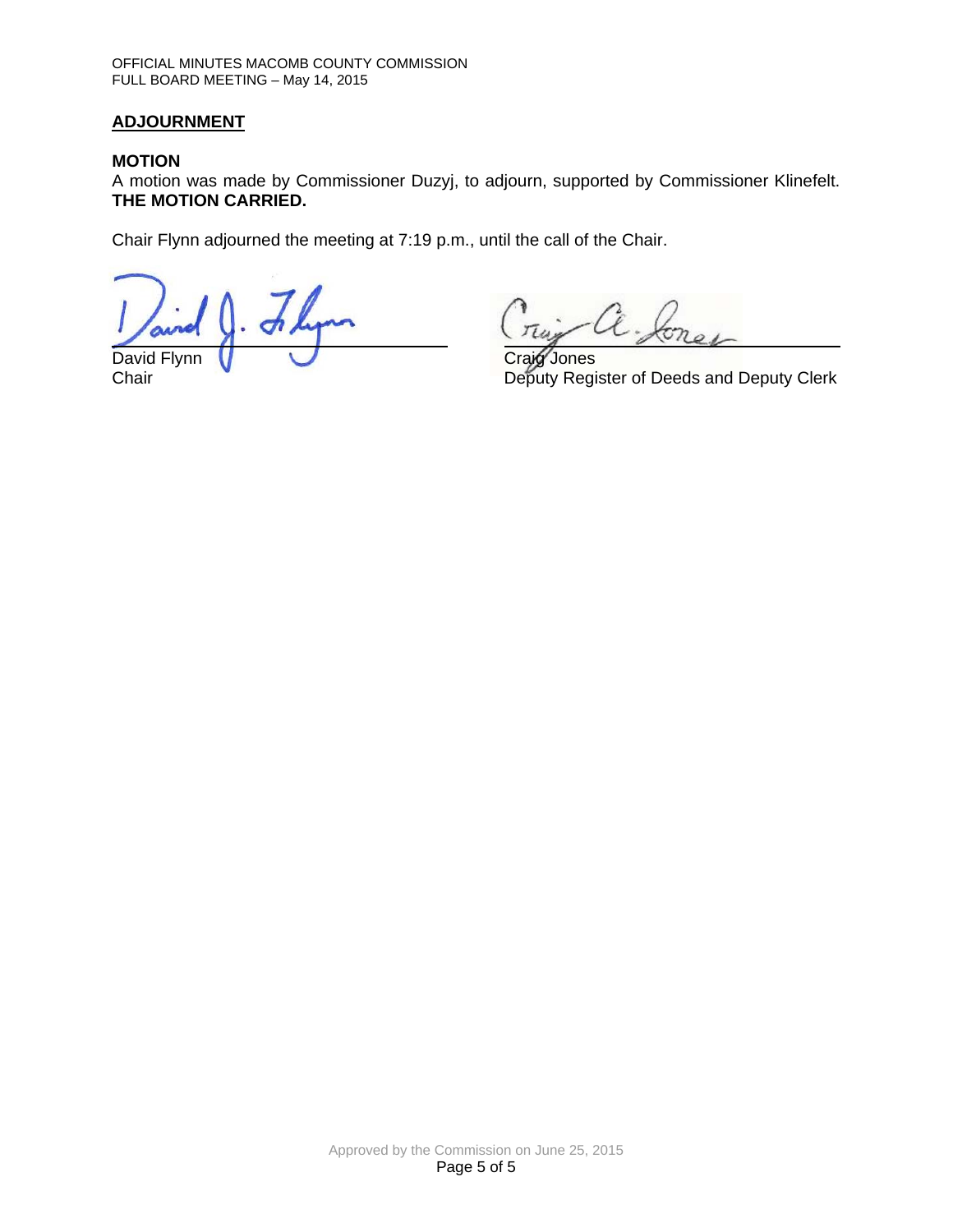## ADJOURNMENT

**MOTION**

A motion was made by Commissioner Duzyj, to adjourn, supported by Commissioner Klinefelt. **THE MOTION CARRIED.**

Chair Flynn adjourned the meeting at 7:19 p.m., until the call of the Chair.

David Flynn
Chair

Craig Jones
Deputy Register of Deeds and Deputy Clerk

Approved by the Commission on June 25, 2015